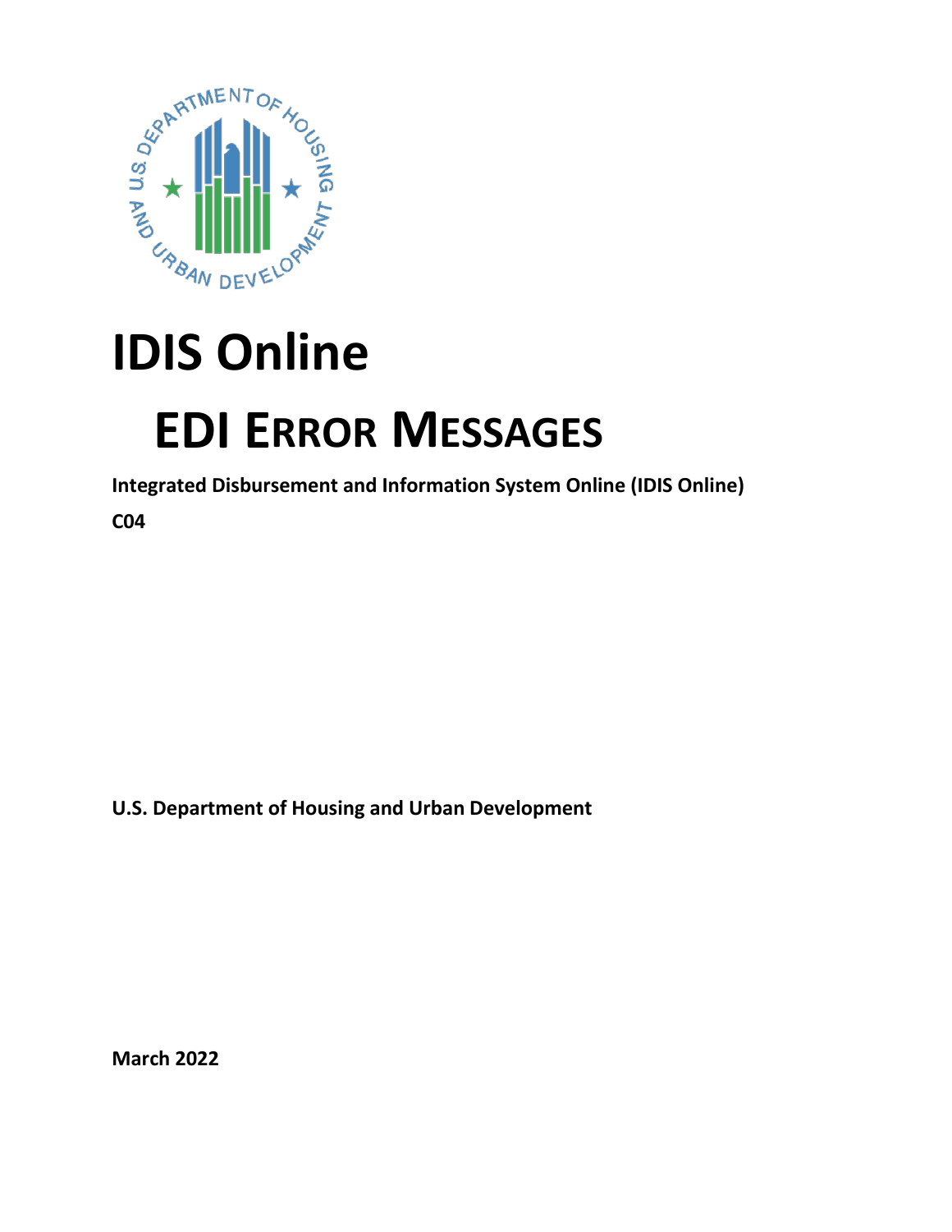# IDIS Online

## EDI ERROR MESSAGES

**Integrated Disbursement and Information System Online (IDIS Online)**

**C04**

**U.S. Department of Housing and Urban Development**

**March 2022**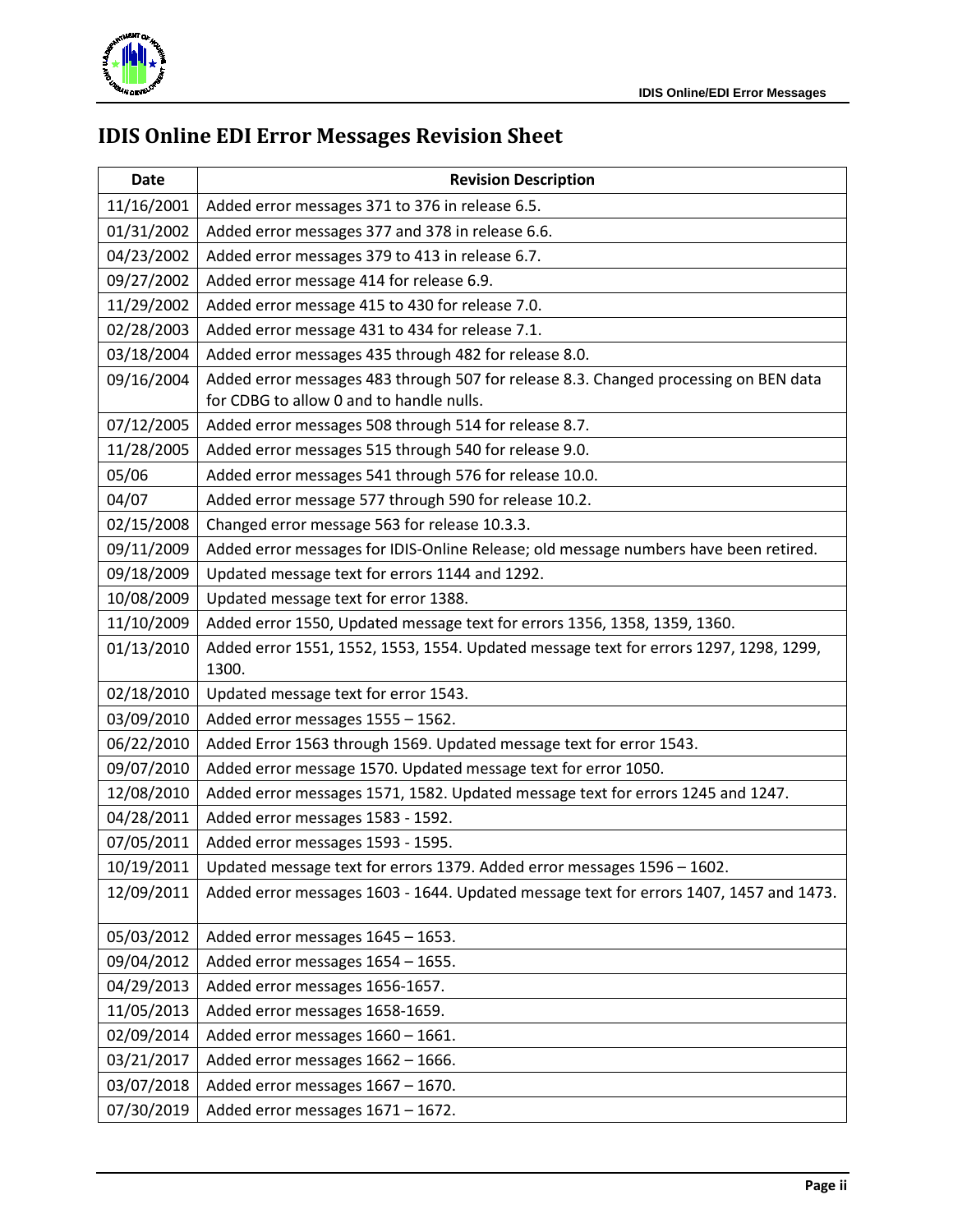# IDIS Online EDI Error Messages Revision Sheet

| Date | Revision Description |
|---|---|
| 11/16/2001 | Added error messages 371 to 376 in release 6.5. |
| 01/31/2002 | Added error messages 377 and 378 in release 6.6. |
| 04/23/2002 | Added error messages 379 to 413 in release 6.7. |
| 09/27/2002 | Added error message 414 for release 6.9. |
| 11/29/2002 | Added error message 415 to 430 for release 7.0. |
| 02/28/2003 | Added error message 431 to 434 for release 7.1. |
| 03/18/2004 | Added error messages 435 through 482 for release 8.0. |
| 09/16/2004 | Added error messages 483 through 507 for release 8.3. Changed processing on BEN data for CDBG to allow 0 and to handle nulls. |
| 07/12/2005 | Added error messages 508 through 514 for release 8.7. |
| 11/28/2005 | Added error messages 515 through 540 for release 9.0. |
| 05/06 | Added error messages 541 through 576 for release 10.0. |
| 04/07 | Added error message 577 through 590 for release 10.2. |
| 02/15/2008 | Changed error message 563 for release 10.3.3. |
| 09/11/2009 | Added error messages for IDIS-Online Release; old message numbers have been retired. |
| 09/18/2009 | Updated message text for errors 1144 and 1292. |
| 10/08/2009 | Updated message text for error 1388. |
| 11/10/2009 | Added error 1550, Updated message text for errors 1356, 1358, 1359, 1360. |
| 01/13/2010 | Added error 1551, 1552, 1553, 1554. Updated message text for errors 1297, 1298, 1299, 1300. |
| 02/18/2010 | Updated message text for error 1543. |
| 03/09/2010 | Added error messages 1555 – 1562. |
| 06/22/2010 | Added Error 1563 through 1569. Updated message text for error 1543. |
| 09/07/2010 | Added error message 1570. Updated message text for error 1050. |
| 12/08/2010 | Added error messages 1571, 1582. Updated message text for errors 1245 and 1247. |
| 04/28/2011 | Added error messages 1583 - 1592. |
| 07/05/2011 | Added error messages 1593 - 1595. |
| 10/19/2011 | Updated message text for errors 1379. Added error messages 1596 – 1602. |
| 12/09/2011 | Added error messages 1603 - 1644. Updated message text for errors 1407, 1457 and 1473. |
| 05/03/2012 | Added error messages 1645 – 1653. |
| 09/04/2012 | Added error messages 1654 – 1655. |
| 04/29/2013 | Added error messages 1656-1657. |
| 11/05/2013 | Added error messages 1658-1659. |
| 02/09/2014 | Added error messages 1660 – 1661. |
| 03/21/2017 | Added error messages 1662 – 1666. |
| 03/07/2018 | Added error messages 1667 – 1670. |
| 07/30/2019 | Added error messages 1671 – 1672. |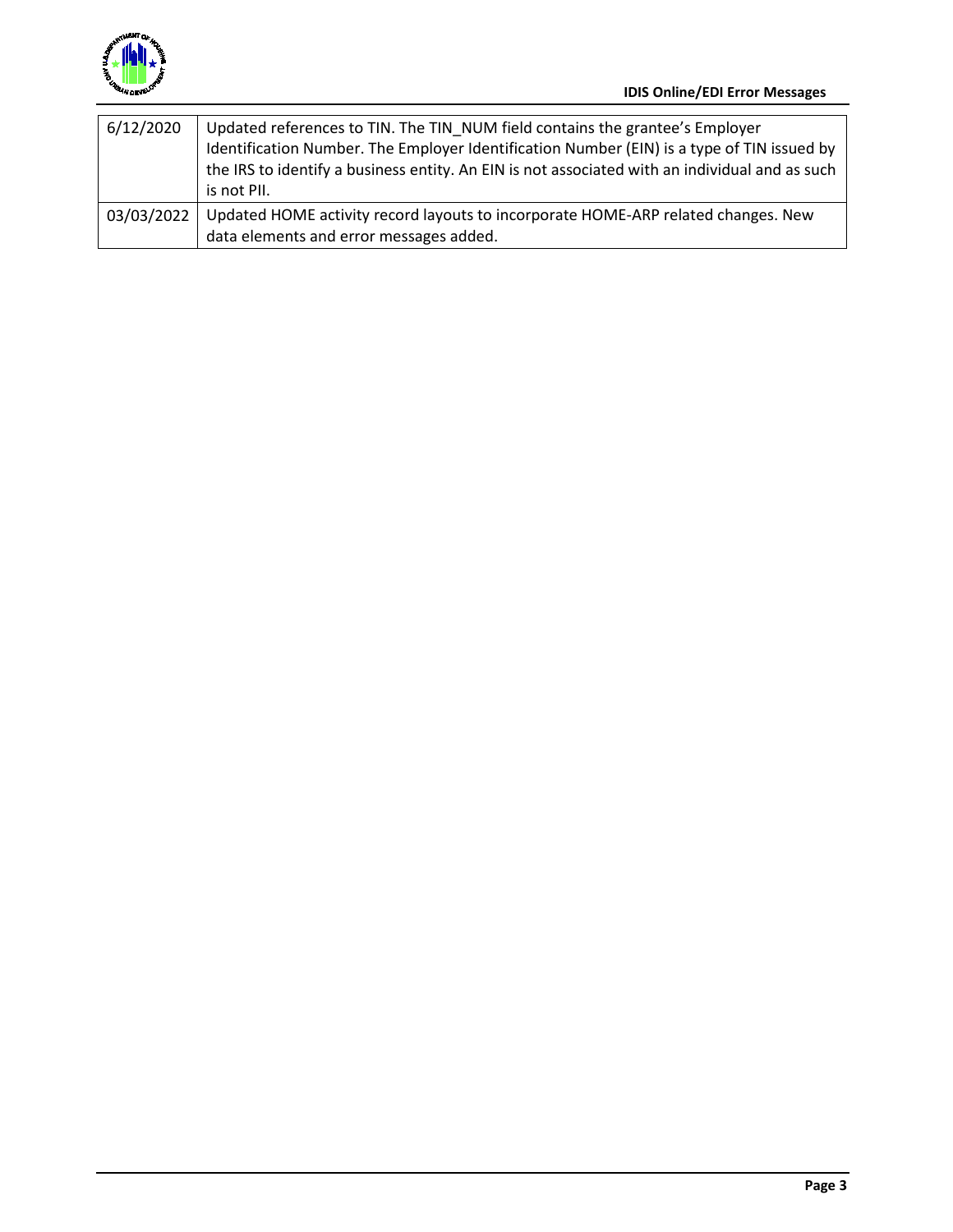| | |
|---|---|
| 6/12/2020 | Updated references to TIN. The TIN_NUM field contains the grantee's Employer Identification Number. The Employer Identification Number (EIN) is a type of TIN issued by the IRS to identify a business entity. An EIN is not associated with an individual and as such is not PII. |
| 03/03/2022 | Updated HOME activity record layouts to incorporate HOME-ARP related changes. New data elements and error messages added. |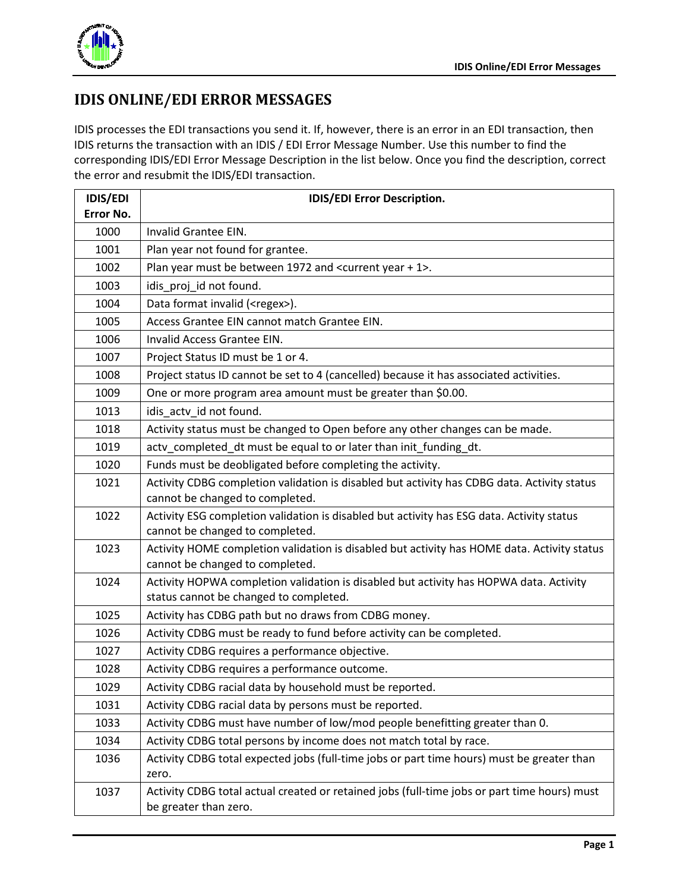# IDIS ONLINE/EDI ERROR MESSAGES

IDIS processes the EDI transactions you send it. If, however, there is an error in an EDI transaction, then IDIS returns the transaction with an IDIS / EDI Error Message Number. Use this number to find the corresponding IDIS/EDI Error Message Description in the list below. Once you find the description, correct the error and resubmit the IDIS/EDI transaction.

| IDIS/EDI Error No. | IDIS/EDI Error Description. |
|---|---|
| 1000 | Invalid Grantee EIN. |
| 1001 | Plan year not found for grantee. |
| 1002 | Plan year must be between 1972 and <current year + 1>. |
| 1003 | idis_proj_id not found. |
| 1004 | Data format invalid (<regex>). |
| 1005 | Access Grantee EIN cannot match Grantee EIN. |
| 1006 | Invalid Access Grantee EIN. |
| 1007 | Project Status ID must be 1 or 4. |
| 1008 | Project status ID cannot be set to 4 (cancelled) because it has associated activities. |
| 1009 | One or more program area amount must be greater than $0.00. |
| 1013 | idis_actv_id not found. |
| 1018 | Activity status must be changed to Open before any other changes can be made. |
| 1019 | actv_completed_dt must be equal to or later than init_funding_dt. |
| 1020 | Funds must be deobligated before completing the activity. |
| 1021 | Activity CDBG completion validation is disabled but activity has CDBG data. Activity status cannot be changed to completed. |
| 1022 | Activity ESG completion validation is disabled but activity has ESG data. Activity status cannot be changed to completed. |
| 1023 | Activity HOME completion validation is disabled but activity has HOME data. Activity status cannot be changed to completed. |
| 1024 | Activity HOPWA completion validation is disabled but activity has HOPWA data. Activity status cannot be changed to completed. |
| 1025 | Activity has CDBG path but no draws from CDBG money. |
| 1026 | Activity CDBG must be ready to fund before activity can be completed. |
| 1027 | Activity CDBG requires a performance objective. |
| 1028 | Activity CDBG requires a performance outcome. |
| 1029 | Activity CDBG racial data by household must be reported. |
| 1031 | Activity CDBG racial data by persons must be reported. |
| 1033 | Activity CDBG must have number of low/mod people benefitting greater than 0. |
| 1034 | Activity CDBG total persons by income does not match total by race. |
| 1036 | Activity CDBG total expected jobs (full-time jobs or part time hours) must be greater than zero. |
| 1037 | Activity CDBG total actual created or retained jobs (full-time jobs or part time hours) must be greater than zero. |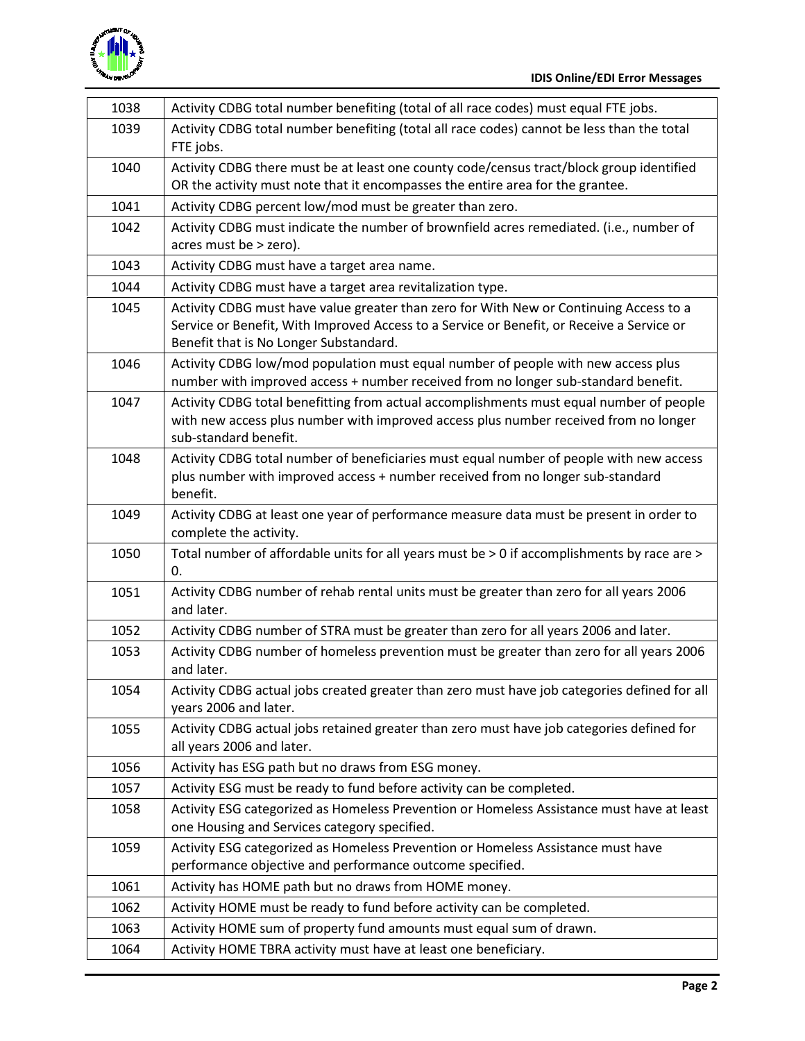| 1038 | Activity CDBG total number benefiting (total of all race codes) must equal FTE jobs. |
|---|---|
| 1039 | Activity CDBG total number benefiting (total all race codes) cannot be less than the total FTE jobs. |
| 1040 | Activity CDBG there must be at least one county code/census tract/block group identified OR the activity must note that it encompasses the entire area for the grantee. |
| 1041 | Activity CDBG percent low/mod must be greater than zero. |
| 1042 | Activity CDBG must indicate the number of brownfield acres remediated. (i.e., number of acres must be > zero). |
| 1043 | Activity CDBG must have a target area name. |
| 1044 | Activity CDBG must have a target area revitalization type. |
| 1045 | Activity CDBG must have value greater than zero for With New or Continuing Access to a Service or Benefit, With Improved Access to a Service or Benefit, or Receive a Service or Benefit that is No Longer Substandard. |
| 1046 | Activity CDBG low/mod population must equal number of people with new access plus number with improved access + number received from no longer sub-standard benefit. |
| 1047 | Activity CDBG total benefitting from actual accomplishments must equal number of people with new access plus number with improved access plus number received from no longer sub-standard benefit. |
| 1048 | Activity CDBG total number of beneficiaries must equal number of people with new access plus number with improved access + number received from no longer sub-standard benefit. |
| 1049 | Activity CDBG at least one year of performance measure data must be present in order to complete the activity. |
| 1050 | Total number of affordable units for all years must be > 0 if accomplishments by race are > 0. |
| 1051 | Activity CDBG number of rehab rental units must be greater than zero for all years 2006 and later. |
| 1052 | Activity CDBG number of STRA must be greater than zero for all years 2006 and later. |
| 1053 | Activity CDBG number of homeless prevention must be greater than zero for all years 2006 and later. |
| 1054 | Activity CDBG actual jobs created greater than zero must have job categories defined for all years 2006 and later. |
| 1055 | Activity CDBG actual jobs retained greater than zero must have job categories defined for all years 2006 and later. |
| 1056 | Activity has ESG path but no draws from ESG money. |
| 1057 | Activity ESG must be ready to fund before activity can be completed. |
| 1058 | Activity ESG categorized as Homeless Prevention or Homeless Assistance must have at least one Housing and Services category specified. |
| 1059 | Activity ESG categorized as Homeless Prevention or Homeless Assistance must have performance objective and performance outcome specified. |
| 1061 | Activity has HOME path but no draws from HOME money. |
| 1062 | Activity HOME must be ready to fund before activity can be completed. |
| 1063 | Activity HOME sum of property fund amounts must equal sum of drawn. |
| 1064 | Activity HOME TBRA activity must have at least one beneficiary. |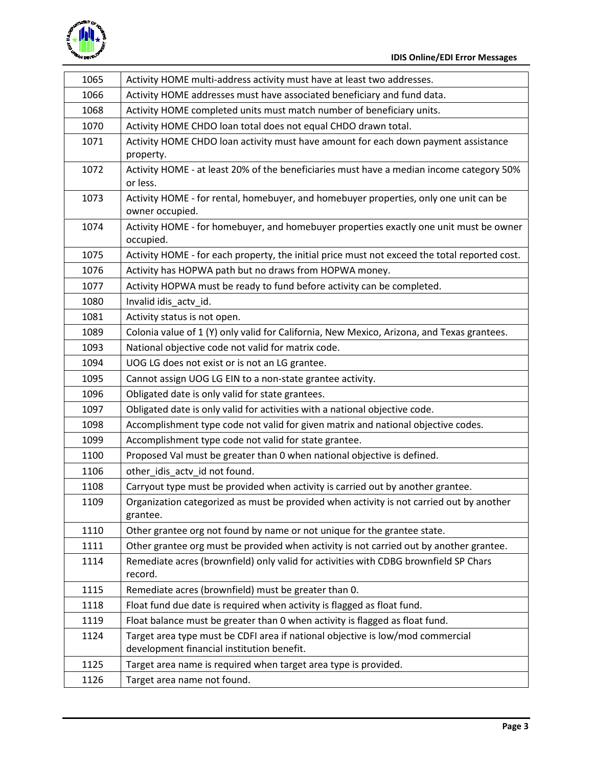| | |
|---|---|
| 1065 | Activity HOME multi-address activity must have at least two addresses. |
| 1066 | Activity HOME addresses must have associated beneficiary and fund data. |
| 1068 | Activity HOME completed units must match number of beneficiary units. |
| 1070 | Activity HOME CHDO loan total does not equal CHDO drawn total. |
| 1071 | Activity HOME CHDO loan activity must have amount for each down payment assistance property. |
| 1072 | Activity HOME - at least 20% of the beneficiaries must have a median income category 50% or less. |
| 1073 | Activity HOME - for rental, homebuyer, and homebuyer properties, only one unit can be owner occupied. |
| 1074 | Activity HOME - for homebuyer, and homebuyer properties exactly one unit must be owner occupied. |
| 1075 | Activity HOME - for each property, the initial price must not exceed the total reported cost. |
| 1076 | Activity has HOPWA path but no draws from HOPWA money. |
| 1077 | Activity HOPWA must be ready to fund before activity can be completed. |
| 1080 | Invalid idis_actv_id. |
| 1081 | Activity status is not open. |
| 1089 | Colonia value of 1 (Y) only valid for California, New Mexico, Arizona, and Texas grantees. |
| 1093 | National objective code not valid for matrix code. |
| 1094 | UOG LG does not exist or is not an LG grantee. |
| 1095 | Cannot assign UOG LG EIN to a non-state grantee activity. |
| 1096 | Obligated date is only valid for state grantees. |
| 1097 | Obligated date is only valid for activities with a national objective code. |
| 1098 | Accomplishment type code not valid for given matrix and national objective codes. |
| 1099 | Accomplishment type code not valid for state grantee. |
| 1100 | Proposed Val must be greater than 0 when national objective is defined. |
| 1106 | other_idis_actv_id not found. |
| 1108 | Carryout type must be provided when activity is carried out by another grantee. |
| 1109 | Organization categorized as must be provided when activity is not carried out by another grantee. |
| 1110 | Other grantee org not found by name or not unique for the grantee state. |
| 1111 | Other grantee org must be provided when activity is not carried out by another grantee. |
| 1114 | Remediate acres (brownfield) only valid for activities with CDBG brownfield SP Chars record. |
| 1115 | Remediate acres (brownfield) must be greater than 0. |
| 1118 | Float fund due date is required when activity is flagged as float fund. |
| 1119 | Float balance must be greater than 0 when activity is flagged as float fund. |
| 1124 | Target area type must be CDFI area if national objective is low/mod commercial development financial institution benefit. |
| 1125 | Target area name is required when target area type is provided. |
| 1126 | Target area name not found. |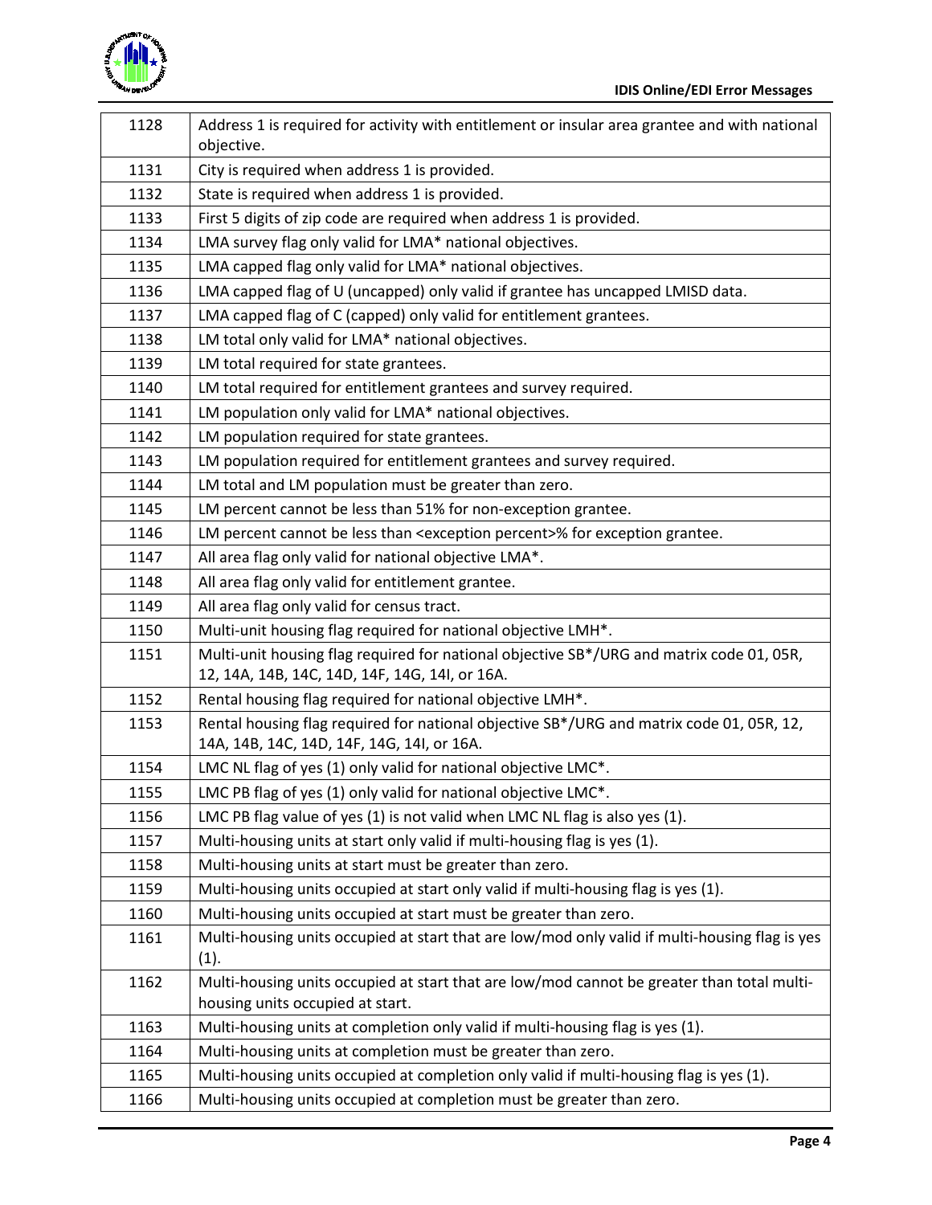| 1128 | Address 1 is required for activity with entitlement or insular area grantee and with national objective. |
|---|---|
| 1131 | City is required when address 1 is provided. |
| 1132 | State is required when address 1 is provided. |
| 1133 | First 5 digits of zip code are required when address 1 is provided. |
| 1134 | LMA survey flag only valid for LMA* national objectives. |
| 1135 | LMA capped flag only valid for LMA* national objectives. |
| 1136 | LMA capped flag of U (uncapped) only valid if grantee has uncapped LMISD data. |
| 1137 | LMA capped flag of C (capped) only valid for entitlement grantees. |
| 1138 | LM total only valid for LMA* national objectives. |
| 1139 | LM total required for state grantees. |
| 1140 | LM total required for entitlement grantees and survey required. |
| 1141 | LM population only valid for LMA* national objectives. |
| 1142 | LM population required for state grantees. |
| 1143 | LM population required for entitlement grantees and survey required. |
| 1144 | LM total and LM population must be greater than zero. |
| 1145 | LM percent cannot be less than 51% for non-exception grantee. |
| 1146 | LM percent cannot be less than <exception percent>% for exception grantee. |
| 1147 | All area flag only valid for national objective LMA*. |
| 1148 | All area flag only valid for entitlement grantee. |
| 1149 | All area flag only valid for census tract. |
| 1150 | Multi-unit housing flag required for national objective LMH*. |
| 1151 | Multi-unit housing flag required for national objective SB*/URG and matrix code 01, 05R, 12, 14A, 14B, 14C, 14D, 14F, 14G, 14I, or 16A. |
| 1152 | Rental housing flag required for national objective LMH*. |
| 1153 | Rental housing flag required for national objective SB*/URG and matrix code 01, 05R, 12, 14A, 14B, 14C, 14D, 14F, 14G, 14I, or 16A. |
| 1154 | LMC NL flag of yes (1) only valid for national objective LMC*. |
| 1155 | LMC PB flag of yes (1) only valid for national objective LMC*. |
| 1156 | LMC PB flag value of yes (1) is not valid when LMC NL flag is also yes (1). |
| 1157 | Multi-housing units at start only valid if multi-housing flag is yes (1). |
| 1158 | Multi-housing units at start must be greater than zero. |
| 1159 | Multi-housing units occupied at start only valid if multi-housing flag is yes (1). |
| 1160 | Multi-housing units occupied at start must be greater than zero. |
| 1161 | Multi-housing units occupied at start that are low/mod only valid if multi-housing flag is yes (1). |
| 1162 | Multi-housing units occupied at start that are low/mod cannot be greater than total multi-housing units occupied at start. |
| 1163 | Multi-housing units at completion only valid if multi-housing flag is yes (1). |
| 1164 | Multi-housing units at completion must be greater than zero. |
| 1165 | Multi-housing units occupied at completion only valid if multi-housing flag is yes (1). |
| 1166 | Multi-housing units occupied at completion must be greater than zero. |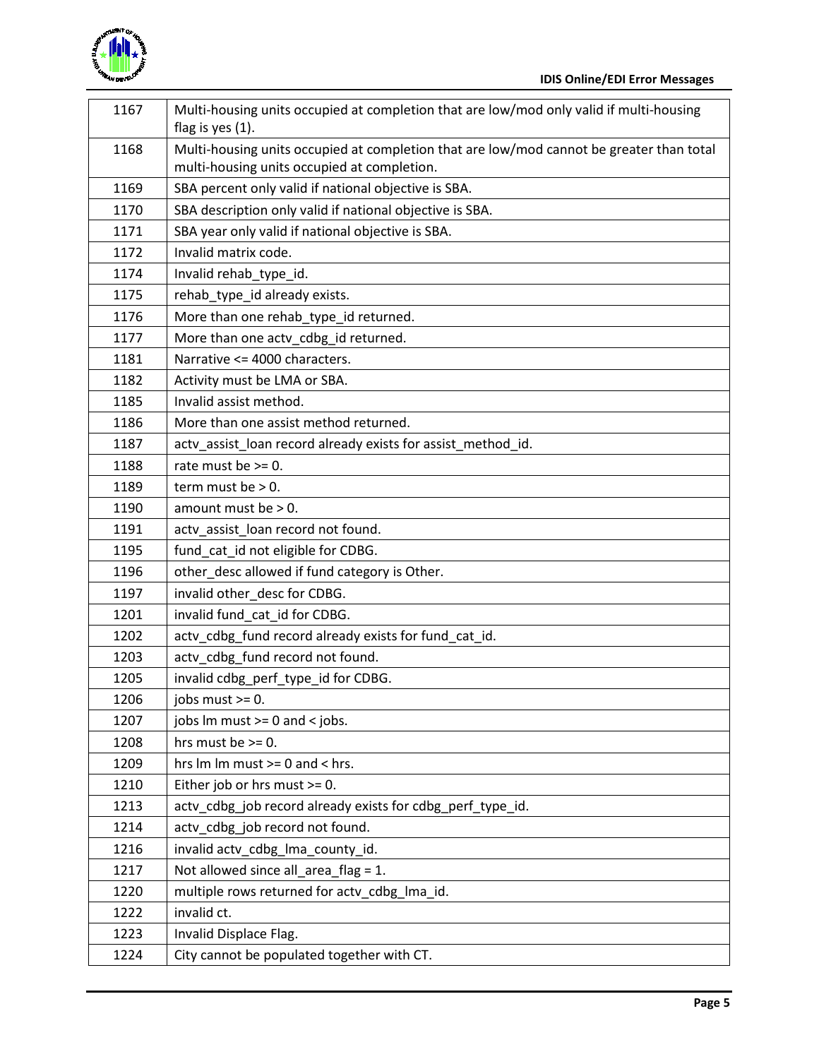| | |
|---|---|
| 1167 | Multi-housing units occupied at completion that are low/mod only valid if multi-housing flag is yes (1). |
| 1168 | Multi-housing units occupied at completion that are low/mod cannot be greater than total multi-housing units occupied at completion. |
| 1169 | SBA percent only valid if national objective is SBA. |
| 1170 | SBA description only valid if national objective is SBA. |
| 1171 | SBA year only valid if national objective is SBA. |
| 1172 | Invalid matrix code. |
| 1174 | Invalid rehab_type_id. |
| 1175 | rehab_type_id already exists. |
| 1176 | More than one rehab_type_id returned. |
| 1177 | More than one actv_cdbg_id returned. |
| 1181 | Narrative <= 4000 characters. |
| 1182 | Activity must be LMA or SBA. |
| 1185 | Invalid assist method. |
| 1186 | More than one assist method returned. |
| 1187 | actv_assist_loan record already exists for assist_method_id. |
| 1188 | rate must be >= 0. |
| 1189 | term must be > 0. |
| 1190 | amount must be > 0. |
| 1191 | actv_assist_loan record not found. |
| 1195 | fund_cat_id not eligible for CDBG. |
| 1196 | other_desc allowed if fund category is Other. |
| 1197 | invalid other_desc for CDBG. |
| 1201 | invalid fund_cat_id for CDBG. |
| 1202 | actv_cdbg_fund record already exists for fund_cat_id. |
| 1203 | actv_cdbg_fund record not found. |
| 1205 | invalid cdbg_perf_type_id for CDBG. |
| 1206 | jobs must >= 0. |
| 1207 | jobs lm must >= 0 and < jobs. |
| 1208 | hrs must be >= 0. |
| 1209 | hrs lm lm must >= 0 and < hrs. |
| 1210 | Either job or hrs must >= 0. |
| 1213 | actv_cdbg_job record already exists for cdbg_perf_type_id. |
| 1214 | actv_cdbg_job record not found. |
| 1216 | invalid actv_cdbg_lma_county_id. |
| 1217 | Not allowed since all_area_flag = 1. |
| 1220 | multiple rows returned for actv_cdbg_lma_id. |
| 1222 | invalid ct. |
| 1223 | Invalid Displace Flag. |
| 1224 | City cannot be populated together with CT. |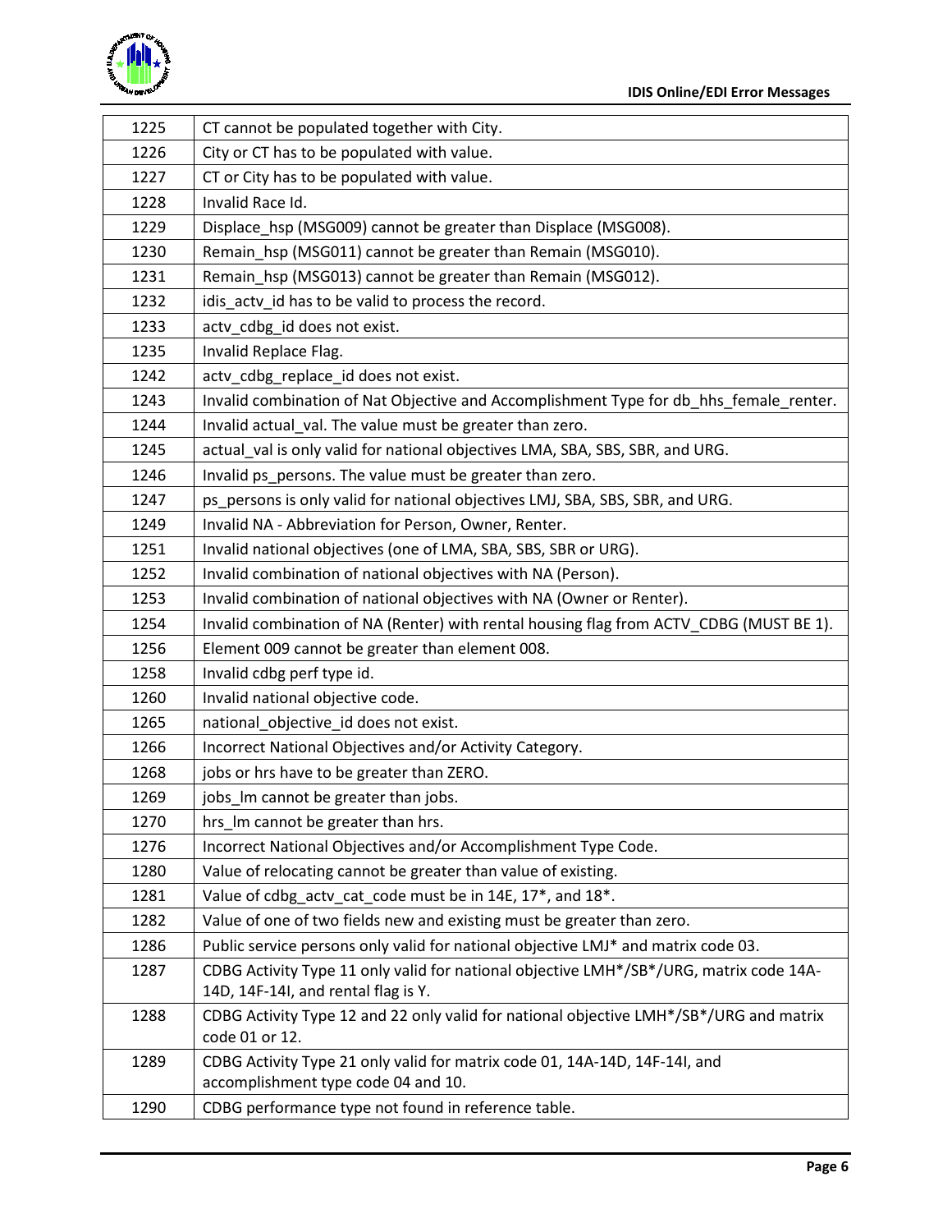| | |
|---|---|
| 1225 | CT cannot be populated together with City. |
| 1226 | City or CT has to be populated with value. |
| 1227 | CT or City has to be populated with value. |
| 1228 | Invalid Race Id. |
| 1229 | Displace_hsp (MSG009) cannot be greater than Displace (MSG008). |
| 1230 | Remain_hsp (MSG011) cannot be greater than Remain (MSG010). |
| 1231 | Remain_hsp (MSG013) cannot be greater than Remain (MSG012). |
| 1232 | idis_actv_id has to be valid to process the record. |
| 1233 | actv_cdbg_id does not exist. |
| 1235 | Invalid Replace Flag. |
| 1242 | actv_cdbg_replace_id does not exist. |
| 1243 | Invalid combination of Nat Objective and Accomplishment Type for db_hhs_female_renter. |
| 1244 | Invalid actual_val. The value must be greater than zero. |
| 1245 | actual_val is only valid for national objectives LMA, SBA, SBS, SBR, and URG. |
| 1246 | Invalid ps_persons. The value must be greater than zero. |
| 1247 | ps_persons is only valid for national objectives LMJ, SBA, SBS, SBR, and URG. |
| 1249 | Invalid NA - Abbreviation for Person, Owner, Renter. |
| 1251 | Invalid national objectives (one of LMA, SBA, SBS, SBR or URG). |
| 1252 | Invalid combination of national objectives with NA (Person). |
| 1253 | Invalid combination of national objectives with NA (Owner or Renter). |
| 1254 | Invalid combination of NA (Renter) with rental housing flag from ACTV_CDBG (MUST BE 1). |
| 1256 | Element 009 cannot be greater than element 008. |
| 1258 | Invalid cdbg perf type id. |
| 1260 | Invalid national objective code. |
| 1265 | national_objective_id does not exist. |
| 1266 | Incorrect National Objectives and/or Activity Category. |
| 1268 | jobs or hrs have to be greater than ZERO. |
| 1269 | jobs_lm cannot be greater than jobs. |
| 1270 | hrs_lm cannot be greater than hrs. |
| 1276 | Incorrect National Objectives and/or Accomplishment Type Code. |
| 1280 | Value of relocating cannot be greater than value of existing. |
| 1281 | Value of cdbg_actv_cat_code must be in 14E, 17*, and 18*. |
| 1282 | Value of one of two fields new and existing must be greater than zero. |
| 1286 | Public service persons only valid for national objective LMJ* and matrix code 03. |
| 1287 | CDBG Activity Type 11 only valid for national objective LMH*/SB*/URG, matrix code 14A-14D, 14F-14I, and rental flag is Y. |
| 1288 | CDBG Activity Type 12 and 22 only valid for national objective LMH*/SB*/URG and matrix code 01 or 12. |
| 1289 | CDBG Activity Type 21 only valid for matrix code 01, 14A-14D, 14F-14I, and accomplishment type code 04 and 10. |
| 1290 | CDBG performance type not found in reference table. |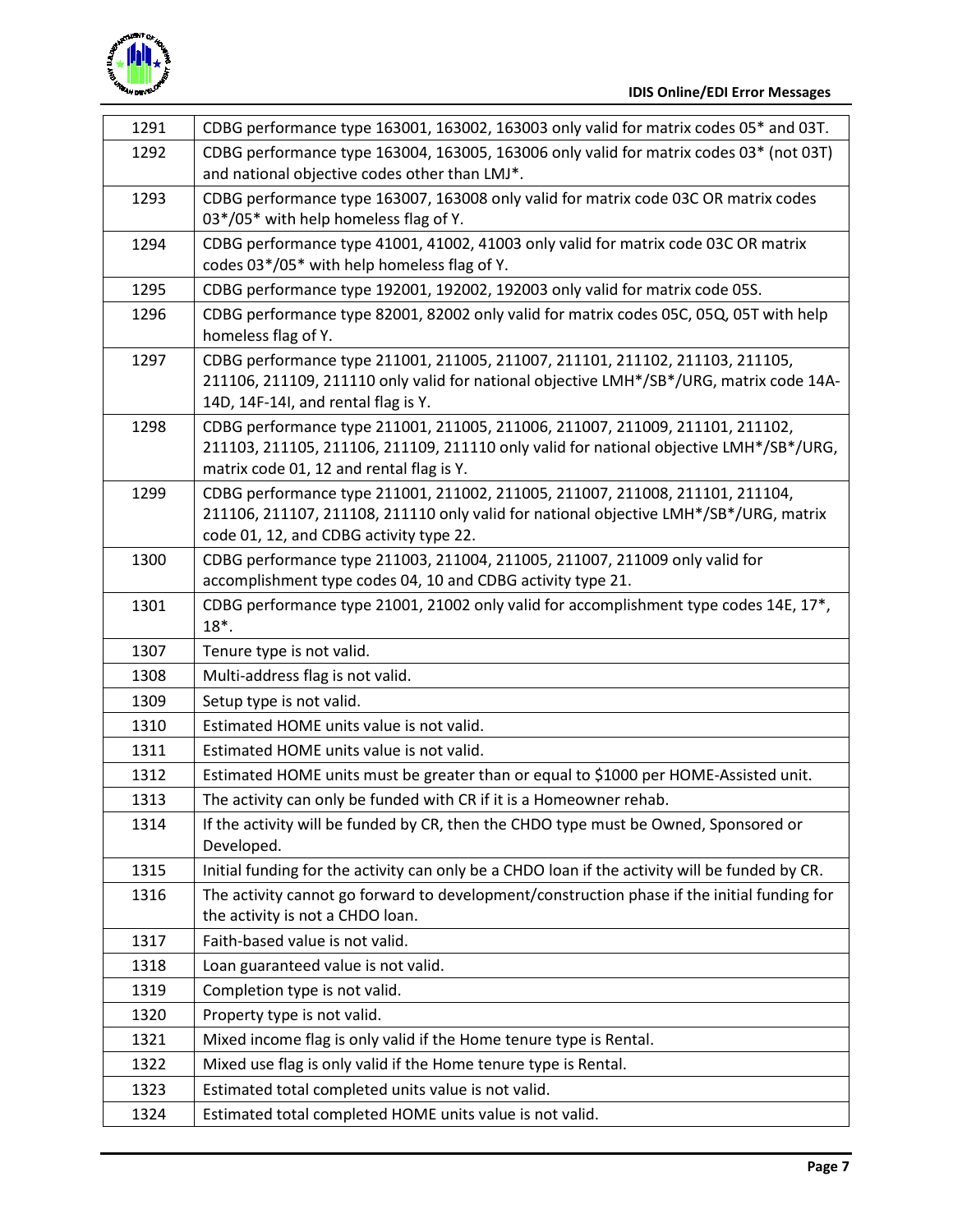| | |
|---|---|
| 1291 | CDBG performance type 163001, 163002, 163003 only valid for matrix codes 05* and 03T. |
| 1292 | CDBG performance type 163004, 163005, 163006 only valid for matrix codes 03* (not 03T) and national objective codes other than LMJ*. |
| 1293 | CDBG performance type 163007, 163008 only valid for matrix code 03C OR matrix codes 03*/05* with help homeless flag of Y. |
| 1294 | CDBG performance type 41001, 41002, 41003 only valid for matrix code 03C OR matrix codes 03*/05* with help homeless flag of Y. |
| 1295 | CDBG performance type 192001, 192002, 192003 only valid for matrix code 05S. |
| 1296 | CDBG performance type 82001, 82002 only valid for matrix codes 05C, 05Q, 05T with help homeless flag of Y. |
| 1297 | CDBG performance type 211001, 211005, 211007, 211101, 211102, 211103, 211105, 211106, 211109, 211110 only valid for national objective LMH*/SB*/URG, matrix code 14A-14D, 14F-14I, and rental flag is Y. |
| 1298 | CDBG performance type 211001, 211005, 211006, 211007, 211009, 211101, 211102, 211103, 211105, 211106, 211109, 211110 only valid for national objective LMH*/SB*/URG, matrix code 01, 12 and rental flag is Y. |
| 1299 | CDBG performance type 211001, 211002, 211005, 211007, 211008, 211101, 211104, 211106, 211107, 211108, 211110 only valid for national objective LMH*/SB*/URG, matrix code 01, 12, and CDBG activity type 22. |
| 1300 | CDBG performance type 211003, 211004, 211005, 211007, 211009 only valid for accomplishment type codes 04, 10 and CDBG activity type 21. |
| 1301 | CDBG performance type 21001, 21002 only valid for accomplishment type codes 14E, 17*, 18*. |
| 1307 | Tenure type is not valid. |
| 1308 | Multi-address flag is not valid. |
| 1309 | Setup type is not valid. |
| 1310 | Estimated HOME units value is not valid. |
| 1311 | Estimated HOME units value is not valid. |
| 1312 | Estimated HOME units must be greater than or equal to $1000 per HOME-Assisted unit. |
| 1313 | The activity can only be funded with CR if it is a Homeowner rehab. |
| 1314 | If the activity will be funded by CR, then the CHDO type must be Owned, Sponsored or Developed. |
| 1315 | Initial funding for the activity can only be a CHDO loan if the activity will be funded by CR. |
| 1316 | The activity cannot go forward to development/construction phase if the initial funding for the activity is not a CHDO loan. |
| 1317 | Faith-based value is not valid. |
| 1318 | Loan guaranteed value is not valid. |
| 1319 | Completion type is not valid. |
| 1320 | Property type is not valid. |
| 1321 | Mixed income flag is only valid if the Home tenure type is Rental. |
| 1322 | Mixed use flag is only valid if the Home tenure type is Rental. |
| 1323 | Estimated total completed units value is not valid. |
| 1324 | Estimated total completed HOME units value is not valid. |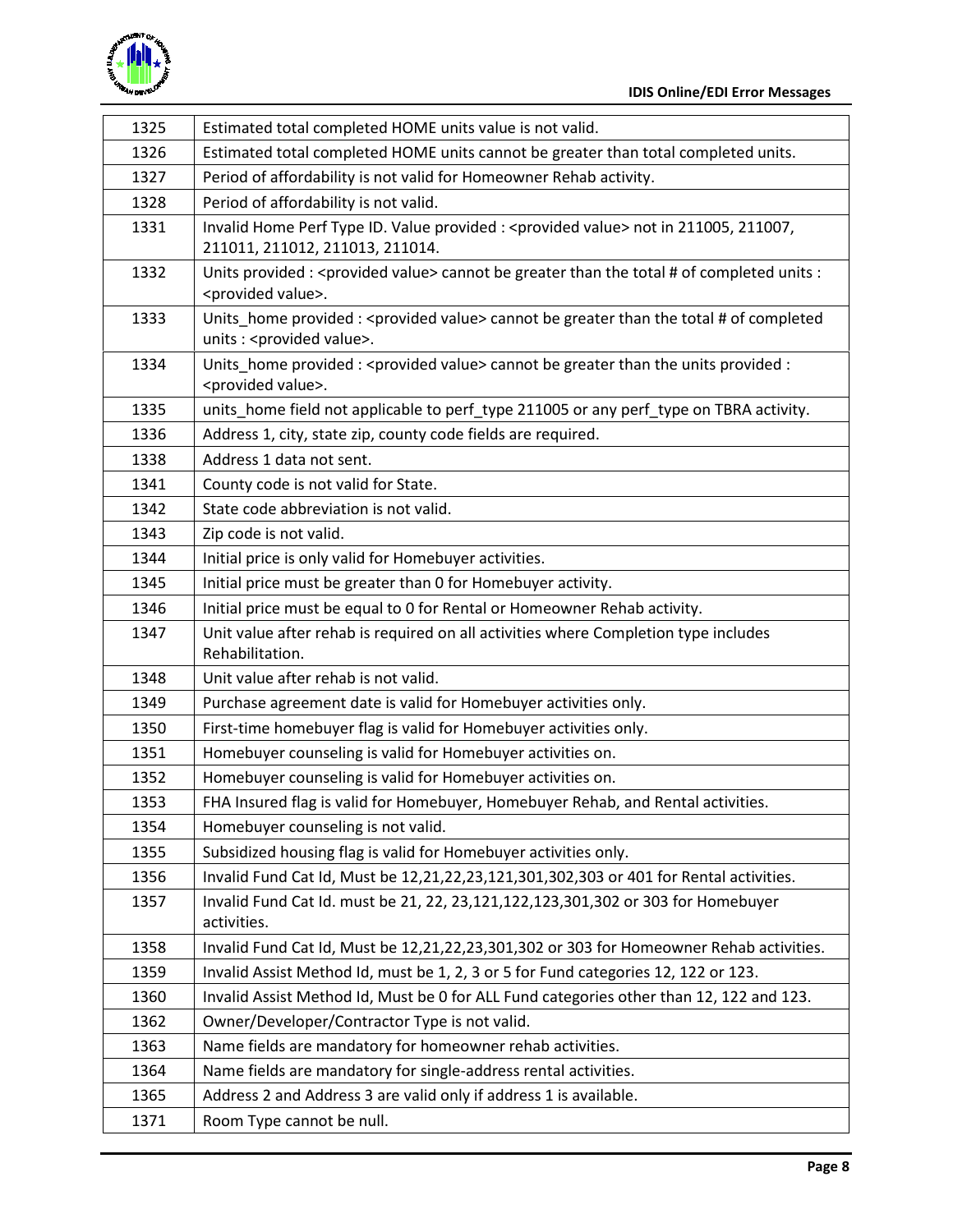| | |
|---|---|
| 1325 | Estimated total completed HOME units value is not valid. |
| 1326 | Estimated total completed HOME units cannot be greater than total completed units. |
| 1327 | Period of affordability is not valid for Homeowner Rehab activity. |
| 1328 | Period of affordability is not valid. |
| 1331 | Invalid Home Perf Type ID. Value provided : <provided value> not in 211005, 211007, 211011, 211012, 211013, 211014. |
| 1332 | Units provided : <provided value> cannot be greater than the total # of completed units : <provided value>. |
| 1333 | Units_home provided : <provided value> cannot be greater than the total # of completed units : <provided value>. |
| 1334 | Units_home provided : <provided value> cannot be greater than the units provided : <provided value>. |
| 1335 | units_home field not applicable to perf_type 211005 or any perf_type on TBRA activity. |
| 1336 | Address 1, city, state zip, county code fields are required. |
| 1338 | Address 1 data not sent. |
| 1341 | County code is not valid for State. |
| 1342 | State code abbreviation is not valid. |
| 1343 | Zip code is not valid. |
| 1344 | Initial price is only valid for Homebuyer activities. |
| 1345 | Initial price must be greater than 0 for Homebuyer activity. |
| 1346 | Initial price must be equal to 0 for Rental or Homeowner Rehab activity. |
| 1347 | Unit value after rehab is required on all activities where Completion type includes Rehabilitation. |
| 1348 | Unit value after rehab is not valid. |
| 1349 | Purchase agreement date is valid for Homebuyer activities only. |
| 1350 | First-time homebuyer flag is valid for Homebuyer activities only. |
| 1351 | Homebuyer counseling is valid for Homebuyer activities on. |
| 1352 | Homebuyer counseling is valid for Homebuyer activities on. |
| 1353 | FHA Insured flag is valid for Homebuyer, Homebuyer Rehab, and Rental activities. |
| 1354 | Homebuyer counseling is not valid. |
| 1355 | Subsidized housing flag is valid for Homebuyer activities only. |
| 1356 | Invalid Fund Cat Id, Must be 12,21,22,23,121,301,302,303 or 401 for Rental activities. |
| 1357 | Invalid Fund Cat Id. must be 21, 22, 23,121,122,123,301,302 or 303 for Homebuyer activities. |
| 1358 | Invalid Fund Cat Id, Must be 12,21,22,23,301,302 or 303 for Homeowner Rehab activities. |
| 1359 | Invalid Assist Method Id, must be 1, 2, 3 or 5 for Fund categories 12, 122 or 123. |
| 1360 | Invalid Assist Method Id, Must be 0 for ALL Fund categories other than 12, 122 and 123. |
| 1362 | Owner/Developer/Contractor Type is not valid. |
| 1363 | Name fields are mandatory for homeowner rehab activities. |
| 1364 | Name fields are mandatory for single-address rental activities. |
| 1365 | Address 2 and Address 3 are valid only if address 1 is available. |
| 1371 | Room Type cannot be null. |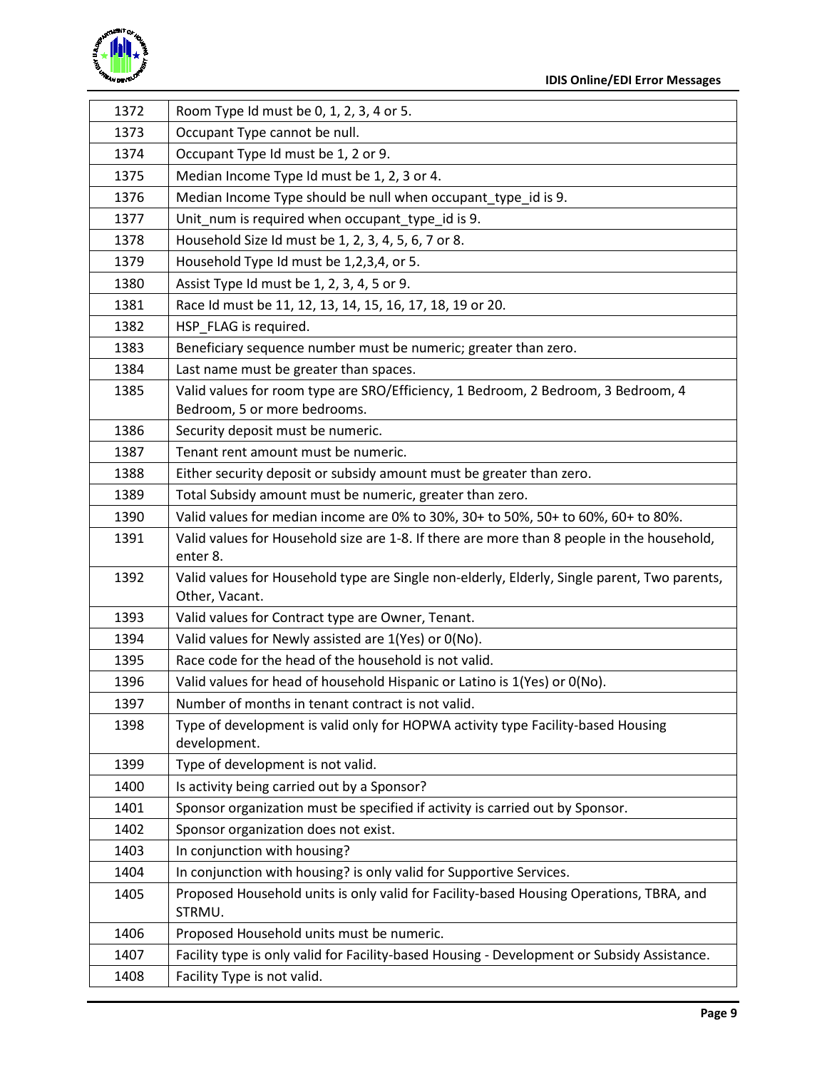| | |
|---|---|
| 1372 | Room Type Id must be 0, 1, 2, 3, 4 or 5. |
| 1373 | Occupant Type cannot be null. |
| 1374 | Occupant Type Id must be 1, 2 or 9. |
| 1375 | Median Income Type Id must be 1, 2, 3 or 4. |
| 1376 | Median Income Type should be null when occupant_type_id is 9. |
| 1377 | Unit_num is required when occupant_type_id is 9. |
| 1378 | Household Size Id must be 1, 2, 3, 4, 5, 6, 7 or 8. |
| 1379 | Household Type Id must be 1,2,3,4, or 5. |
| 1380 | Assist Type Id must be 1, 2, 3, 4, 5 or 9. |
| 1381 | Race Id must be 11, 12, 13, 14, 15, 16, 17, 18, 19 or 20. |
| 1382 | HSP_FLAG is required. |
| 1383 | Beneficiary sequence number must be numeric; greater than zero. |
| 1384 | Last name must be greater than spaces. |
| 1385 | Valid values for room type are SRO/Efficiency, 1 Bedroom, 2 Bedroom, 3 Bedroom, 4 Bedroom, 5 or more bedrooms. |
| 1386 | Security deposit must be numeric. |
| 1387 | Tenant rent amount must be numeric. |
| 1388 | Either security deposit or subsidy amount must be greater than zero. |
| 1389 | Total Subsidy amount must be numeric, greater than zero. |
| 1390 | Valid values for median income are 0% to 30%, 30+ to 50%, 50+ to 60%, 60+ to 80%. |
| 1391 | Valid values for Household size are 1-8. If there are more than 8 people in the household, enter 8. |
| 1392 | Valid values for Household type are Single non-elderly, Elderly, Single parent, Two parents, Other, Vacant. |
| 1393 | Valid values for Contract type are Owner, Tenant. |
| 1394 | Valid values for Newly assisted are 1(Yes) or 0(No). |
| 1395 | Race code for the head of the household is not valid. |
| 1396 | Valid values for head of household Hispanic or Latino is 1(Yes) or 0(No). |
| 1397 | Number of months in tenant contract is not valid. |
| 1398 | Type of development is valid only for HOPWA activity type Facility-based Housing development. |
| 1399 | Type of development is not valid. |
| 1400 | Is activity being carried out by a Sponsor? |
| 1401 | Sponsor organization must be specified if activity is carried out by Sponsor. |
| 1402 | Sponsor organization does not exist. |
| 1403 | In conjunction with housing? |
| 1404 | In conjunction with housing? is only valid for Supportive Services. |
| 1405 | Proposed Household units is only valid for Facility-based Housing Operations, TBRA, and STRMU. |
| 1406 | Proposed Household units must be numeric. |
| 1407 | Facility type is only valid for Facility-based Housing - Development or Subsidy Assistance. |
| 1408 | Facility Type is not valid. |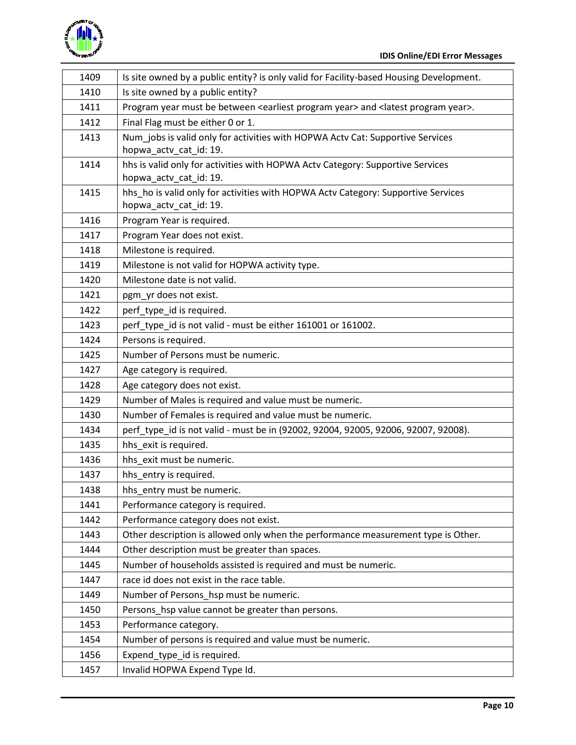| | |
|---|---|
| 1409 | Is site owned by a public entity? is only valid for Facility-based Housing Development. |
| 1410 | Is site owned by a public entity? |
| 1411 | Program year must be between <earliest program year> and <latest program year>. |
| 1412 | Final Flag must be either 0 or 1. |
| 1413 | Num_jobs is valid only for activities with HOPWA Actv Cat: Supportive Services hopwa_actv_cat_id: 19. |
| 1414 | hhs is valid only for activities with HOPWA Actv Category: Supportive Services hopwa_actv_cat_id: 19. |
| 1415 | hhs_ho is valid only for activities with HOPWA Actv Category: Supportive Services hopwa_actv_cat_id: 19. |
| 1416 | Program Year is required. |
| 1417 | Program Year does not exist. |
| 1418 | Milestone is required. |
| 1419 | Milestone is not valid for HOPWA activity type. |
| 1420 | Milestone date is not valid. |
| 1421 | pgm_yr does not exist. |
| 1422 | perf_type_id is required. |
| 1423 | perf_type_id is not valid - must be either 161001 or 161002. |
| 1424 | Persons is required. |
| 1425 | Number of Persons must be numeric. |
| 1427 | Age category is required. |
| 1428 | Age category does not exist. |
| 1429 | Number of Males is required and value must be numeric. |
| 1430 | Number of Females is required and value must be numeric. |
| 1434 | perf_type_id is not valid - must be in (92002, 92004, 92005, 92006, 92007, 92008). |
| 1435 | hhs_exit is required. |
| 1436 | hhs_exit must be numeric. |
| 1437 | hhs_entry is required. |
| 1438 | hhs_entry must be numeric. |
| 1441 | Performance category is required. |
| 1442 | Performance category does not exist. |
| 1443 | Other description is allowed only when the performance measurement type is Other. |
| 1444 | Other description must be greater than spaces. |
| 1445 | Number of households assisted is required and must be numeric. |
| 1447 | race id does not exist in the race table. |
| 1449 | Number of Persons_hsp must be numeric. |
| 1450 | Persons_hsp value cannot be greater than persons. |
| 1453 | Performance category. |
| 1454 | Number of persons is required and value must be numeric. |
| 1456 | Expend_type_id is required. |
| 1457 | Invalid HOPWA Expend Type Id. |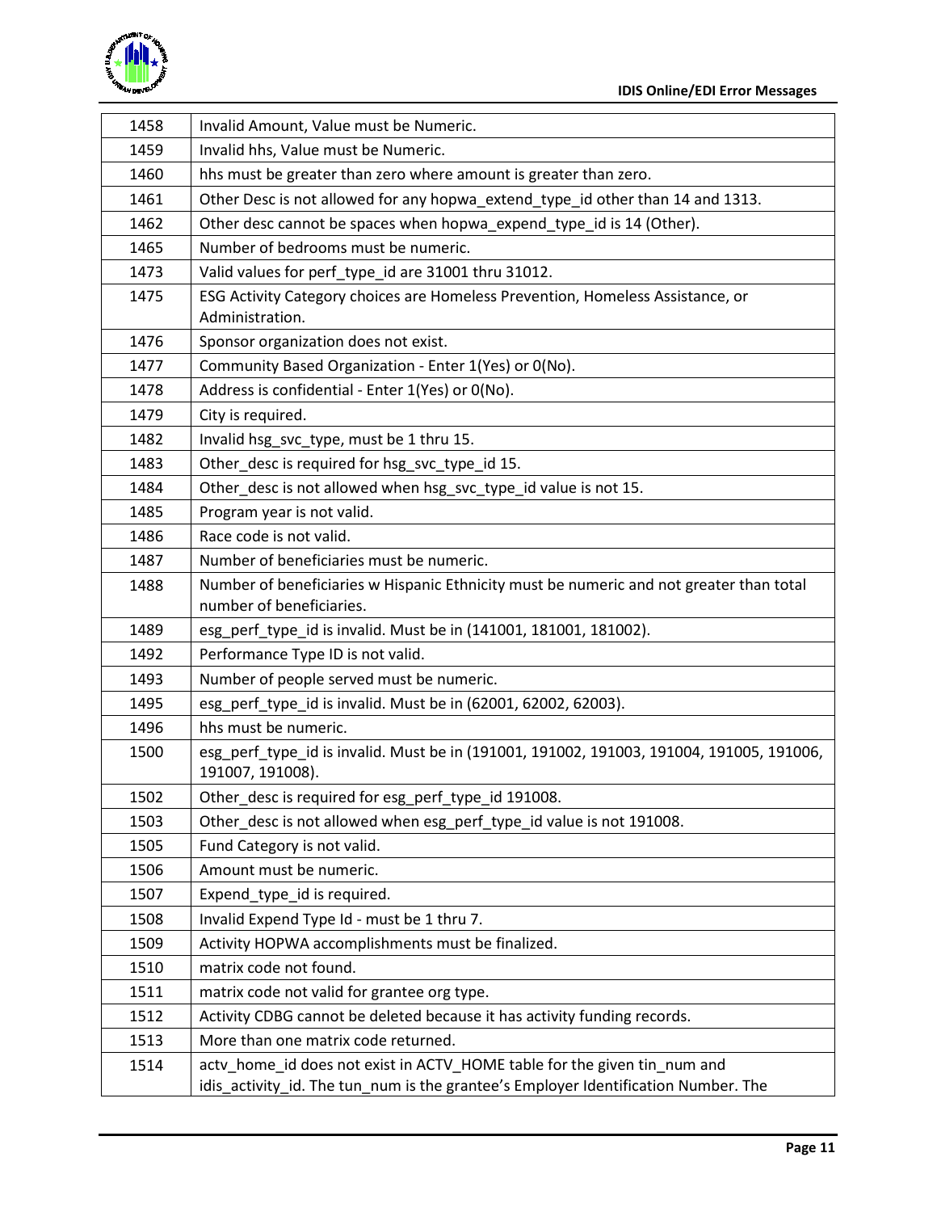| | |
|---|---|
| 1458 | Invalid Amount, Value must be Numeric. |
| 1459 | Invalid hhs, Value must be Numeric. |
| 1460 | hhs must be greater than zero where amount is greater than zero. |
| 1461 | Other Desc is not allowed for any hopwa_extend_type_id other than 14 and 1313. |
| 1462 | Other desc cannot be spaces when hopwa_expend_type_id is 14 (Other). |
| 1465 | Number of bedrooms must be numeric. |
| 1473 | Valid values for perf_type_id are 31001 thru 31012. |
| 1475 | ESG Activity Category choices are Homeless Prevention, Homeless Assistance, or Administration. |
| 1476 | Sponsor organization does not exist. |
| 1477 | Community Based Organization - Enter 1(Yes) or 0(No). |
| 1478 | Address is confidential - Enter 1(Yes) or 0(No). |
| 1479 | City is required. |
| 1482 | Invalid hsg_svc_type, must be 1 thru 15. |
| 1483 | Other_desc is required for hsg_svc_type_id 15. |
| 1484 | Other_desc is not allowed when hsg_svc_type_id value is not 15. |
| 1485 | Program year is not valid. |
| 1486 | Race code is not valid. |
| 1487 | Number of beneficiaries must be numeric. |
| 1488 | Number of beneficiaries w Hispanic Ethnicity must be numeric and not greater than total number of beneficiaries. |
| 1489 | esg_perf_type_id is invalid. Must be in (141001, 181001, 181002). |
| 1492 | Performance Type ID is not valid. |
| 1493 | Number of people served must be numeric. |
| 1495 | esg_perf_type_id is invalid. Must be in (62001, 62002, 62003). |
| 1496 | hhs must be numeric. |
| 1500 | esg_perf_type_id is invalid. Must be in (191001, 191002, 191003, 191004, 191005, 191006, 191007, 191008). |
| 1502 | Other_desc is required for esg_perf_type_id 191008. |
| 1503 | Other_desc is not allowed when esg_perf_type_id value is not 191008. |
| 1505 | Fund Category is not valid. |
| 1506 | Amount must be numeric. |
| 1507 | Expend_type_id is required. |
| 1508 | Invalid Expend Type Id - must be 1 thru 7. |
| 1509 | Activity HOPWA accomplishments must be finalized. |
| 1510 | matrix code not found. |
| 1511 | matrix code not valid for grantee org type. |
| 1512 | Activity CDBG cannot be deleted because it has activity funding records. |
| 1513 | More than one matrix code returned. |
| 1514 | actv_home_id does not exist in ACTV_HOME table for the given tin_num and idis_activity_id. The tun_num is the grantee's Employer Identification Number. The |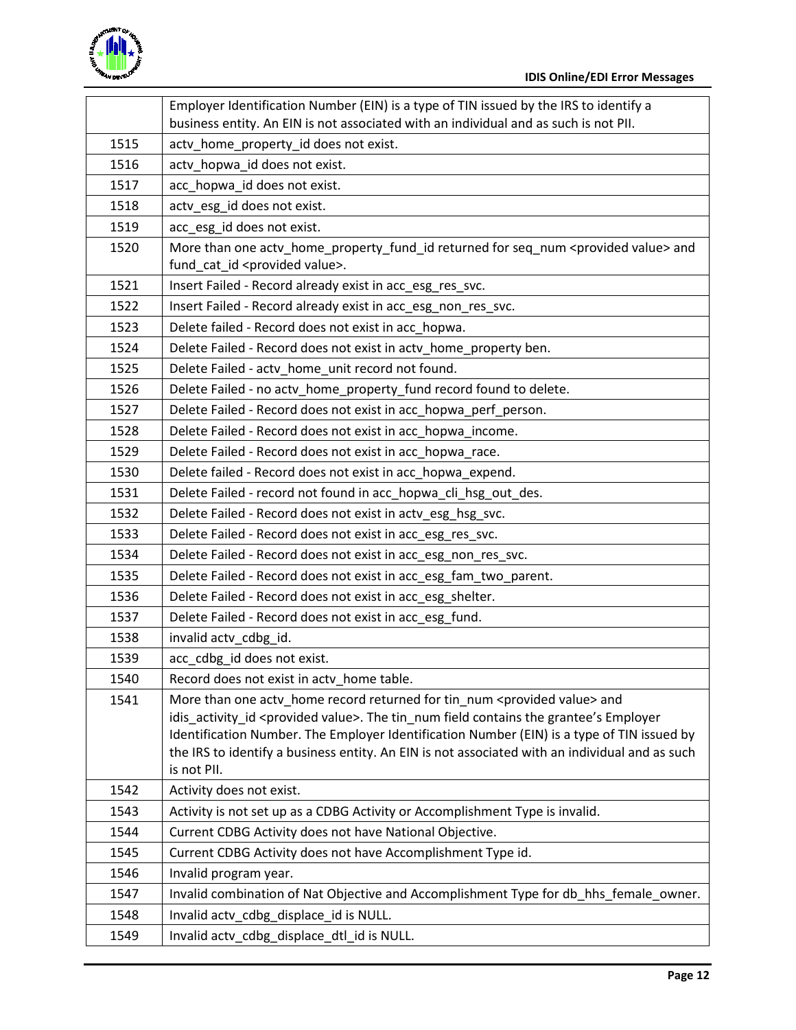| | |
|---|---|
| | Employer Identification Number (EIN) is a type of TIN issued by the IRS to identify a business entity. An EIN is not associated with an individual and as such is not PII. |
| 1515 | actv_home_property_id does not exist. |
| 1516 | actv_hopwa_id does not exist. |
| 1517 | acc_hopwa_id does not exist. |
| 1518 | actv_esg_id does not exist. |
| 1519 | acc_esg_id does not exist. |
| 1520 | More than one actv_home_property_fund_id returned for seq_num <provided value> and fund_cat_id <provided value>. |
| 1521 | Insert Failed - Record already exist in acc_esg_res_svc. |
| 1522 | Insert Failed - Record already exist in acc_esg_non_res_svc. |
| 1523 | Delete failed - Record does not exist in acc_hopwa. |
| 1524 | Delete Failed - Record does not exist in actv_home_property ben. |
| 1525 | Delete Failed - actv_home_unit record not found. |
| 1526 | Delete Failed - no actv_home_property_fund record found to delete. |
| 1527 | Delete Failed - Record does not exist in acc_hopwa_perf_person. |
| 1528 | Delete Failed - Record does not exist in acc_hopwa_income. |
| 1529 | Delete Failed - Record does not exist in acc_hopwa_race. |
| 1530 | Delete failed - Record does not exist in acc_hopwa_expend. |
| 1531 | Delete Failed - record not found in acc_hopwa_cli_hsg_out_des. |
| 1532 | Delete Failed - Record does not exist in actv_esg_hsg_svc. |
| 1533 | Delete Failed - Record does not exist in acc_esg_res_svc. |
| 1534 | Delete Failed - Record does not exist in acc_esg_non_res_svc. |
| 1535 | Delete Failed - Record does not exist in acc_esg_fam_two_parent. |
| 1536 | Delete Failed - Record does not exist in acc_esg_shelter. |
| 1537 | Delete Failed - Record does not exist in acc_esg_fund. |
| 1538 | invalid actv_cdbg_id. |
| 1539 | acc_cdbg_id does not exist. |
| 1540 | Record does not exist in actv_home table. |
| 1541 | More than one actv_home record returned for tin_num <provided value> and idis_activity_id <provided value>. The tin_num field contains the grantee's Employer Identification Number. The Employer Identification Number (EIN) is a type of TIN issued by the IRS to identify a business entity. An EIN is not associated with an individual and as such is not PII. |
| 1542 | Activity does not exist. |
| 1543 | Activity is not set up as a CDBG Activity or Accomplishment Type is invalid. |
| 1544 | Current CDBG Activity does not have National Objective. |
| 1545 | Current CDBG Activity does not have Accomplishment Type id. |
| 1546 | Invalid program year. |
| 1547 | Invalid combination of Nat Objective and Accomplishment Type for db_hhs_female_owner. |
| 1548 | Invalid actv_cdbg_displace_id is NULL. |
| 1549 | Invalid actv_cdbg_displace_dtl_id is NULL. |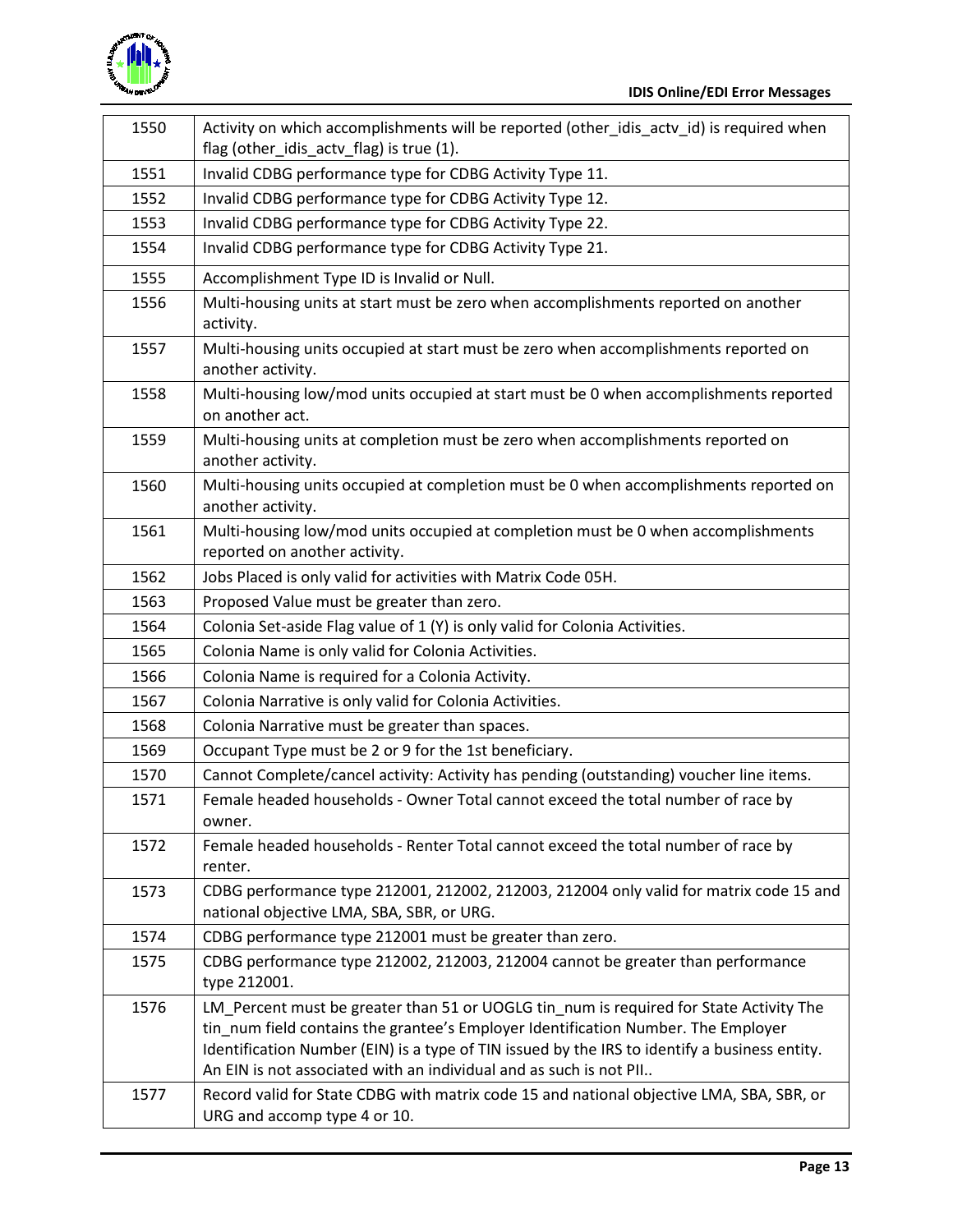| | |
|---|---|
| 1550 | Activity on which accomplishments will be reported (other_idis_actv_id) is required when flag (other_idis_actv_flag) is true (1). |
| 1551 | Invalid CDBG performance type for CDBG Activity Type 11. |
| 1552 | Invalid CDBG performance type for CDBG Activity Type 12. |
| 1553 | Invalid CDBG performance type for CDBG Activity Type 22. |
| 1554 | Invalid CDBG performance type for CDBG Activity Type 21. |
| 1555 | Accomplishment Type ID is Invalid or Null. |
| 1556 | Multi-housing units at start must be zero when accomplishments reported on another activity. |
| 1557 | Multi-housing units occupied at start must be zero when accomplishments reported on another activity. |
| 1558 | Multi-housing low/mod units occupied at start must be 0 when accomplishments reported on another act. |
| 1559 | Multi-housing units at completion must be zero when accomplishments reported on another activity. |
| 1560 | Multi-housing units occupied at completion must be 0 when accomplishments reported on another activity. |
| 1561 | Multi-housing low/mod units occupied at completion must be 0 when accomplishments reported on another activity. |
| 1562 | Jobs Placed is only valid for activities with Matrix Code 05H. |
| 1563 | Proposed Value must be greater than zero. |
| 1564 | Colonia Set-aside Flag value of 1 (Y) is only valid for Colonia Activities. |
| 1565 | Colonia Name is only valid for Colonia Activities. |
| 1566 | Colonia Name is required for a Colonia Activity. |
| 1567 | Colonia Narrative is only valid for Colonia Activities. |
| 1568 | Colonia Narrative must be greater than spaces. |
| 1569 | Occupant Type must be 2 or 9 for the 1st beneficiary. |
| 1570 | Cannot Complete/cancel activity: Activity has pending (outstanding) voucher line items. |
| 1571 | Female headed households - Owner Total cannot exceed the total number of race by owner. |
| 1572 | Female headed households - Renter Total cannot exceed the total number of race by renter. |
| 1573 | CDBG performance type 212001, 212002, 212003, 212004 only valid for matrix code 15 and national objective LMA, SBA, SBR, or URG. |
| 1574 | CDBG performance type 212001 must be greater than zero. |
| 1575 | CDBG performance type 212002, 212003, 212004 cannot be greater than performance type 212001. |
| 1576 | LM_Percent must be greater than 51 or UOGLG tin_num is required for State Activity The tin_num field contains the grantee's Employer Identification Number. The Employer Identification Number (EIN) is a type of TIN issued by the IRS to identify a business entity. An EIN is not associated with an individual and as such is not PII.. |
| 1577 | Record valid for State CDBG with matrix code 15 and national objective LMA, SBA, SBR, or URG and accomp type 4 or 10. |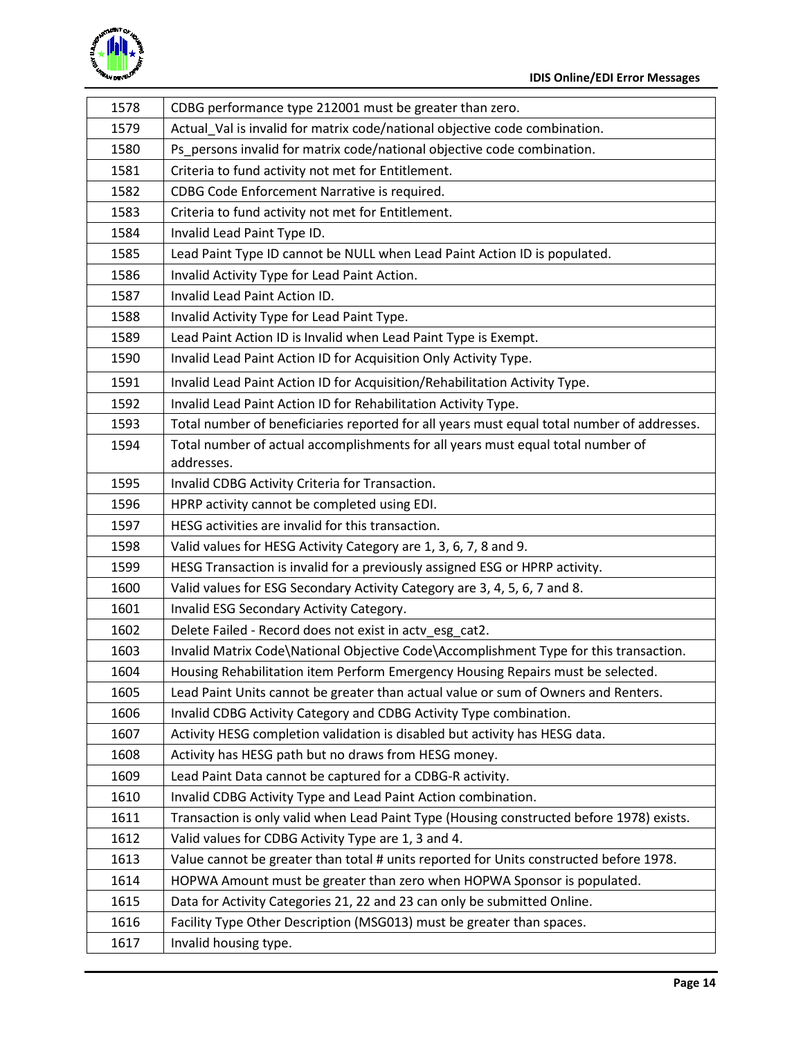| 1578 | CDBG performance type 212001 must be greater than zero. |
|---|---|
| 1579 | Actual_Val is invalid for matrix code/national objective code combination. |
| 1580 | Ps_persons invalid for matrix code/national objective code combination. |
| 1581 | Criteria to fund activity not met for Entitlement. |
| 1582 | CDBG Code Enforcement Narrative is required. |
| 1583 | Criteria to fund activity not met for Entitlement. |
| 1584 | Invalid Lead Paint Type ID. |
| 1585 | Lead Paint Type ID cannot be NULL when Lead Paint Action ID is populated. |
| 1586 | Invalid Activity Type for Lead Paint Action. |
| 1587 | Invalid Lead Paint Action ID. |
| 1588 | Invalid Activity Type for Lead Paint Type. |
| 1589 | Lead Paint Action ID is Invalid when Lead Paint Type is Exempt. |
| 1590 | Invalid Lead Paint Action ID for Acquisition Only Activity Type. |
| 1591 | Invalid Lead Paint Action ID for Acquisition/Rehabilitation Activity Type. |
| 1592 | Invalid Lead Paint Action ID for Rehabilitation Activity Type. |
| 1593 | Total number of beneficiaries reported for all years must equal total number of addresses. |
| 1594 | Total number of actual accomplishments for all years must equal total number of addresses. |
| 1595 | Invalid CDBG Activity Criteria for Transaction. |
| 1596 | HPRP activity cannot be completed using EDI. |
| 1597 | HESG activities are invalid for this transaction. |
| 1598 | Valid values for HESG Activity Category are 1, 3, 6, 7, 8 and 9. |
| 1599 | HESG Transaction is invalid for a previously assigned ESG or HPRP activity. |
| 1600 | Valid values for ESG Secondary Activity Category are 3, 4, 5, 6, 7 and 8. |
| 1601 | Invalid ESG Secondary Activity Category. |
| 1602 | Delete Failed - Record does not exist in actv_esg_cat2. |
| 1603 | Invalid Matrix Code\National Objective Code\Accomplishment Type for this transaction. |
| 1604 | Housing Rehabilitation item Perform Emergency Housing Repairs must be selected. |
| 1605 | Lead Paint Units cannot be greater than actual value or sum of Owners and Renters. |
| 1606 | Invalid CDBG Activity Category and CDBG Activity Type combination. |
| 1607 | Activity HESG completion validation is disabled but activity has HESG data. |
| 1608 | Activity has HESG path but no draws from HESG money. |
| 1609 | Lead Paint Data cannot be captured for a CDBG-R activity. |
| 1610 | Invalid CDBG Activity Type and Lead Paint Action combination. |
| 1611 | Transaction is only valid when Lead Paint Type (Housing constructed before 1978) exists. |
| 1612 | Valid values for CDBG Activity Type are 1, 3 and 4. |
| 1613 | Value cannot be greater than total # units reported for Units constructed before 1978. |
| 1614 | HOPWA Amount must be greater than zero when HOPWA Sponsor is populated. |
| 1615 | Data for Activity Categories 21, 22 and 23 can only be submitted Online. |
| 1616 | Facility Type Other Description (MSG013) must be greater than spaces. |
| 1617 | Invalid housing type. |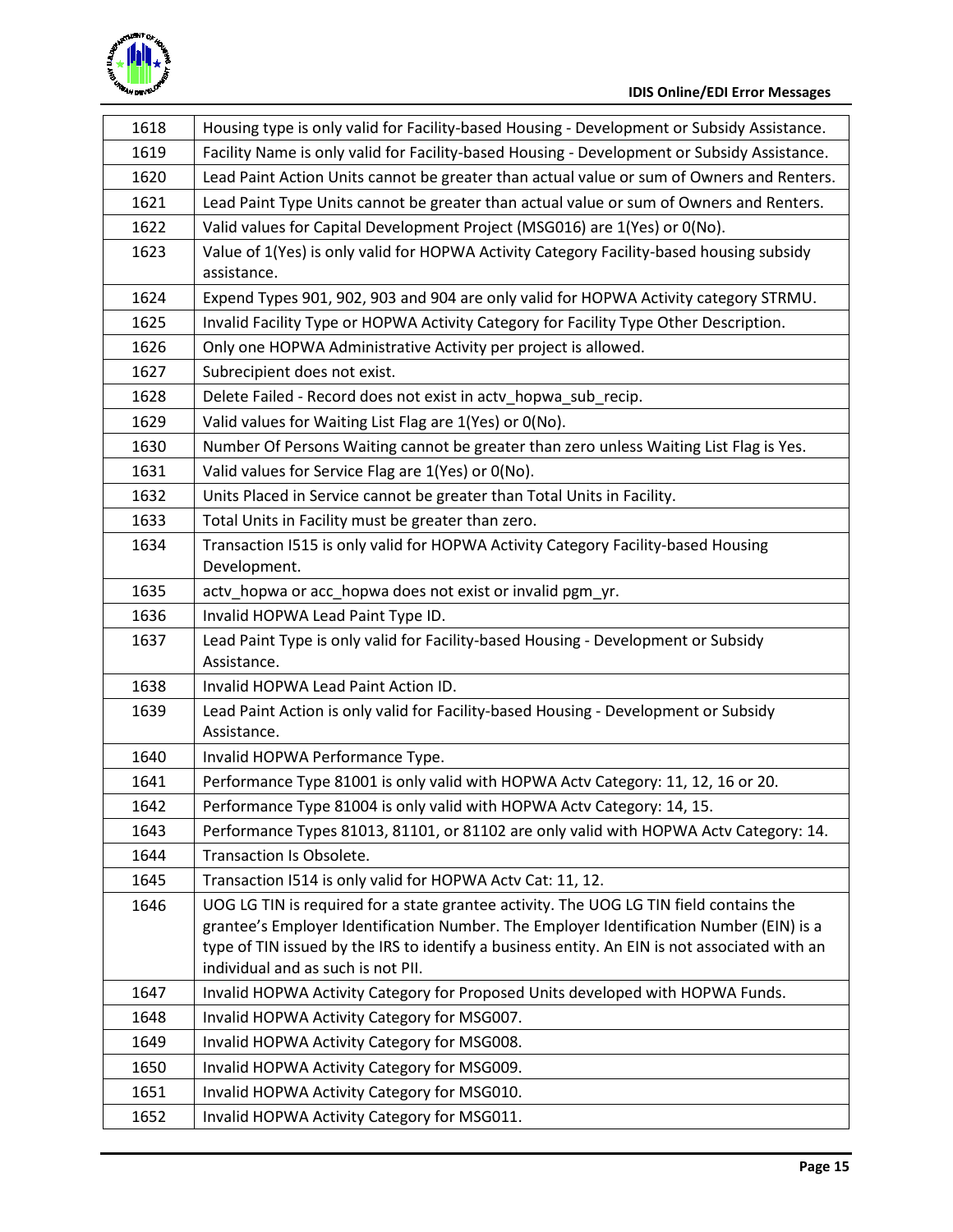| | |
|---|---|
| 1618 | Housing type is only valid for Facility-based Housing - Development or Subsidy Assistance. |
| 1619 | Facility Name is only valid for Facility-based Housing - Development or Subsidy Assistance. |
| 1620 | Lead Paint Action Units cannot be greater than actual value or sum of Owners and Renters. |
| 1621 | Lead Paint Type Units cannot be greater than actual value or sum of Owners and Renters. |
| 1622 | Valid values for Capital Development Project (MSG016) are 1(Yes) or 0(No). |
| 1623 | Value of 1(Yes) is only valid for HOPWA Activity Category Facility-based housing subsidy assistance. |
| 1624 | Expend Types 901, 902, 903 and 904 are only valid for HOPWA Activity category STRMU. |
| 1625 | Invalid Facility Type or HOPWA Activity Category for Facility Type Other Description. |
| 1626 | Only one HOPWA Administrative Activity per project is allowed. |
| 1627 | Subrecipient does not exist. |
| 1628 | Delete Failed - Record does not exist in actv_hopwa_sub_recip. |
| 1629 | Valid values for Waiting List Flag are 1(Yes) or 0(No). |
| 1630 | Number Of Persons Waiting cannot be greater than zero unless Waiting List Flag is Yes. |
| 1631 | Valid values for Service Flag are 1(Yes) or 0(No). |
| 1632 | Units Placed in Service cannot be greater than Total Units in Facility. |
| 1633 | Total Units in Facility must be greater than zero. |
| 1634 | Transaction I515 is only valid for HOPWA Activity Category Facility-based Housing Development. |
| 1635 | actv_hopwa or acc_hopwa does not exist or invalid pgm_yr. |
| 1636 | Invalid HOPWA Lead Paint Type ID. |
| 1637 | Lead Paint Type is only valid for Facility-based Housing - Development or Subsidy Assistance. |
| 1638 | Invalid HOPWA Lead Paint Action ID. |
| 1639 | Lead Paint Action is only valid for Facility-based Housing - Development or Subsidy Assistance. |
| 1640 | Invalid HOPWA Performance Type. |
| 1641 | Performance Type 81001 is only valid with HOPWA Actv Category: 11, 12, 16 or 20. |
| 1642 | Performance Type 81004 is only valid with HOPWA Actv Category: 14, 15. |
| 1643 | Performance Types 81013, 81101, or 81102 are only valid with HOPWA Actv Category: 14. |
| 1644 | Transaction Is Obsolete. |
| 1645 | Transaction I514 is only valid for HOPWA Actv Cat: 11, 12. |
| 1646 | UOG LG TIN is required for a state grantee activity. The UOG LG TIN field contains the grantee's Employer Identification Number. The Employer Identification Number (EIN) is a type of TIN issued by the IRS to identify a business entity. An EIN is not associated with an individual and as such is not PII. |
| 1647 | Invalid HOPWA Activity Category for Proposed Units developed with HOPWA Funds. |
| 1648 | Invalid HOPWA Activity Category for MSG007. |
| 1649 | Invalid HOPWA Activity Category for MSG008. |
| 1650 | Invalid HOPWA Activity Category for MSG009. |
| 1651 | Invalid HOPWA Activity Category for MSG010. |
| 1652 | Invalid HOPWA Activity Category for MSG011. |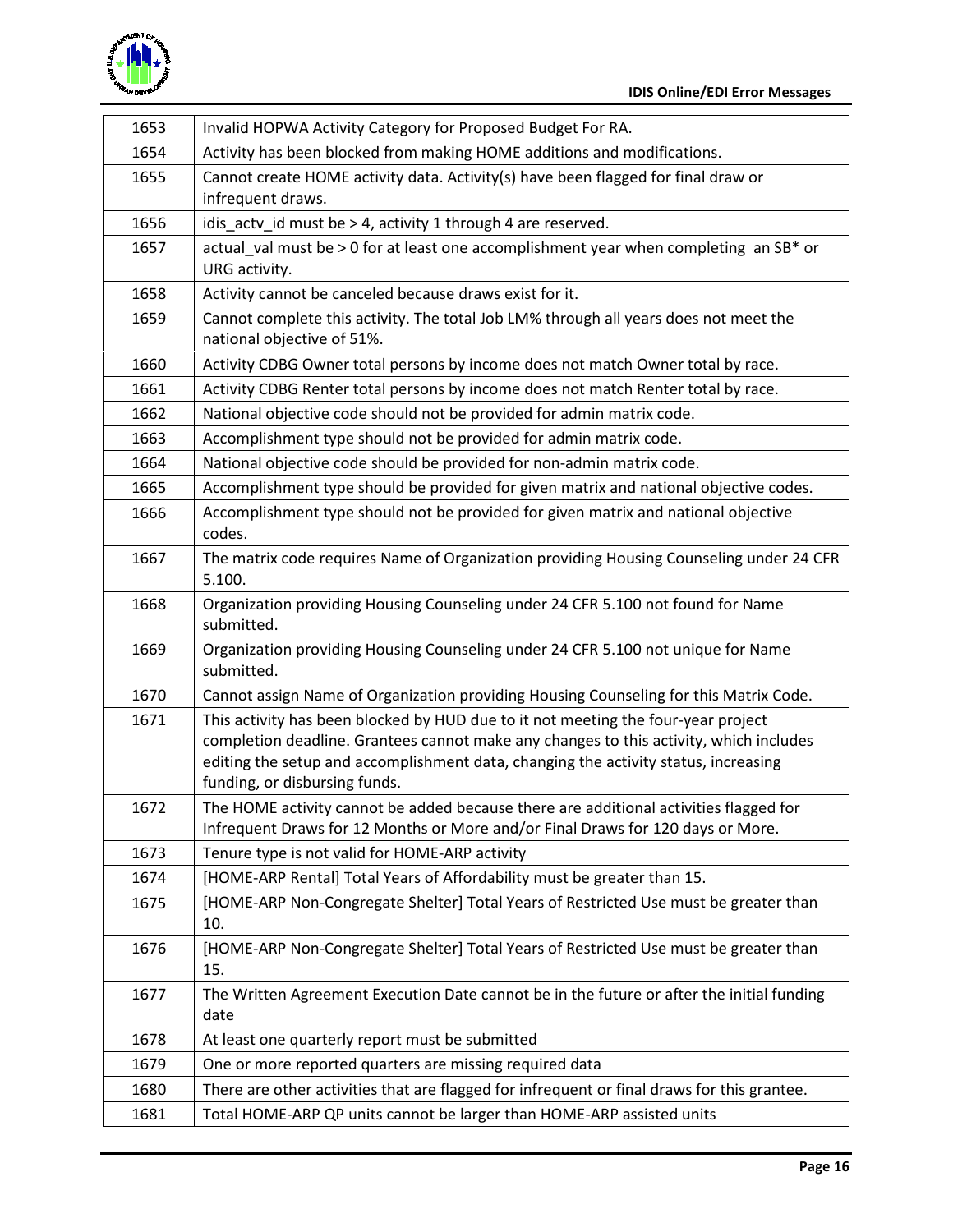| 1653 | Invalid HOPWA Activity Category for Proposed Budget For RA. |
|---|---|
| 1654 | Activity has been blocked from making HOME additions and modifications. |
| 1655 | Cannot create HOME activity data. Activity(s) have been flagged for final draw or infrequent draws. |
| 1656 | idis_actv_id must be > 4, activity 1 through 4 are reserved. |
| 1657 | actual_val must be > 0 for at least one accomplishment year when completing an SB* or URG activity. |
| 1658 | Activity cannot be canceled because draws exist for it. |
| 1659 | Cannot complete this activity. The total Job LM% through all years does not meet the national objective of 51%. |
| 1660 | Activity CDBG Owner total persons by income does not match Owner total by race. |
| 1661 | Activity CDBG Renter total persons by income does not match Renter total by race. |
| 1662 | National objective code should not be provided for admin matrix code. |
| 1663 | Accomplishment type should not be provided for admin matrix code. |
| 1664 | National objective code should be provided for non-admin matrix code. |
| 1665 | Accomplishment type should be provided for given matrix and national objective codes. |
| 1666 | Accomplishment type should not be provided for given matrix and national objective codes. |
| 1667 | The matrix code requires Name of Organization providing Housing Counseling under 24 CFR 5.100. |
| 1668 | Organization providing Housing Counseling under 24 CFR 5.100 not found for Name submitted. |
| 1669 | Organization providing Housing Counseling under 24 CFR 5.100 not unique for Name submitted. |
| 1670 | Cannot assign Name of Organization providing Housing Counseling for this Matrix Code. |
| 1671 | This activity has been blocked by HUD due to it not meeting the four-year project completion deadline. Grantees cannot make any changes to this activity, which includes editing the setup and accomplishment data, changing the activity status, increasing funding, or disbursing funds. |
| 1672 | The HOME activity cannot be added because there are additional activities flagged for Infrequent Draws for 12 Months or More and/or Final Draws for 120 days or More. |
| 1673 | Tenure type is not valid for HOME-ARP activity |
| 1674 | [HOME-ARP Rental] Total Years of Affordability must be greater than 15. |
| 1675 | [HOME-ARP Non-Congregate Shelter] Total Years of Restricted Use must be greater than 10. |
| 1676 | [HOME-ARP Non-Congregate Shelter] Total Years of Restricted Use must be greater than 15. |
| 1677 | The Written Agreement Execution Date cannot be in the future or after the initial funding date |
| 1678 | At least one quarterly report must be submitted |
| 1679 | One or more reported quarters are missing required data |
| 1680 | There are other activities that are flagged for infrequent or final draws for this grantee. |
| 1681 | Total HOME-ARP QP units cannot be larger than HOME-ARP assisted units |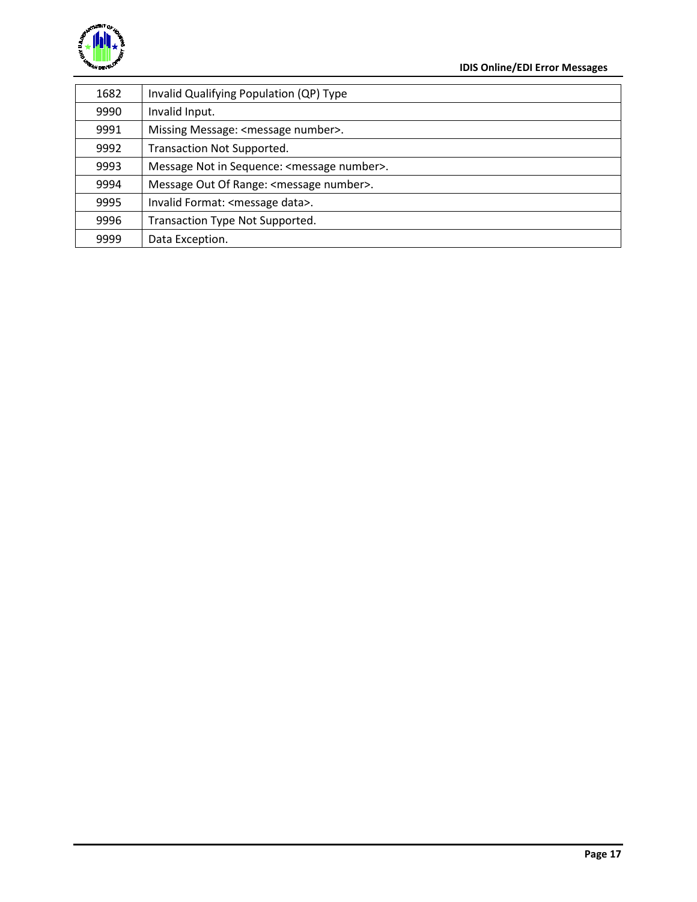| | |
|---|---|
| 1682 | Invalid Qualifying Population (QP) Type |
| 9990 | Invalid Input. |
| 9991 | Missing Message: <message number>. |
| 9992 | Transaction Not Supported. |
| 9993 | Message Not in Sequence: <message number>. |
| 9994 | Message Out Of Range: <message number>. |
| 9995 | Invalid Format: <message data>. |
| 9996 | Transaction Type Not Supported. |
| 9999 | Data Exception. |